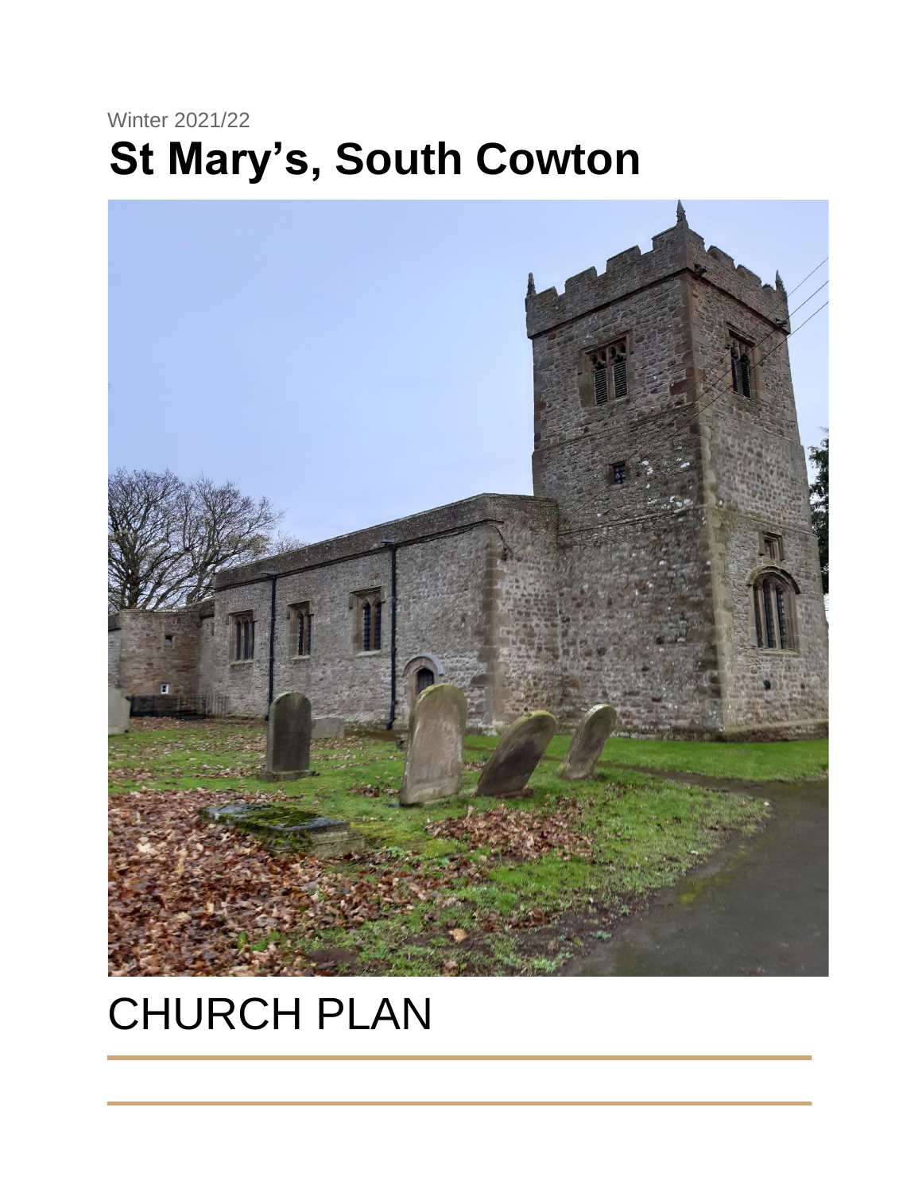Winter 2021/22

# St Mary's, South Cowton

# CHURCH PLAN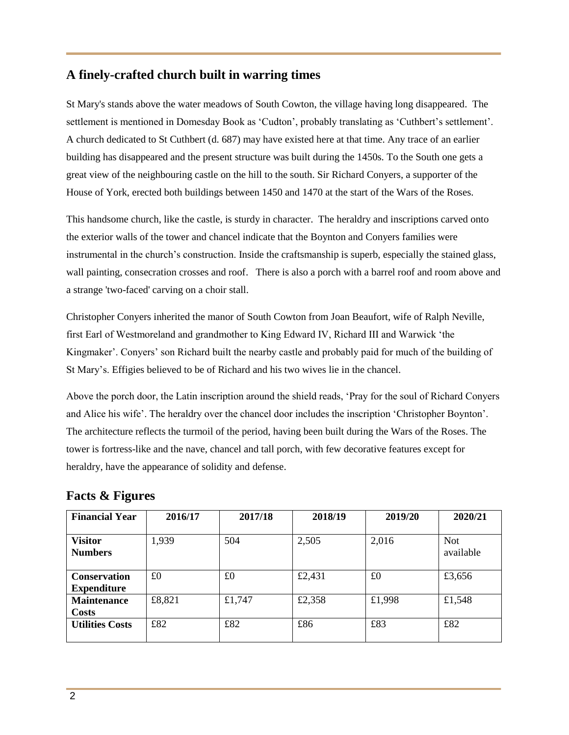## A finely-crafted church built in warring times

St Mary's stands above the water meadows of South Cowton, the village having long disappeared. The settlement is mentioned in Domesday Book as 'Cudton', probably translating as 'Cuthbert's settlement'. A church dedicated to St Cuthbert (d. 687) may have existed here at that time. Any trace of an earlier building has disappeared and the present structure was built during the 1450s. To the South one gets a great view of the neighbouring castle on the hill to the south. Sir Richard Conyers, a supporter of the House of York, erected both buildings between 1450 and 1470 at the start of the Wars of the Roses.

This handsome church, like the castle, is sturdy in character. The heraldry and inscriptions carved onto the exterior walls of the tower and chancel indicate that the Boynton and Conyers families were instrumental in the church's construction. Inside the craftsmanship is superb, especially the stained glass, wall painting, consecration crosses and roof. There is also a porch with a barrel roof and room above and a strange 'two-faced' carving on a choir stall.

Christopher Conyers inherited the manor of South Cowton from Joan Beaufort, wife of Ralph Neville, first Earl of Westmoreland and grandmother to King Edward IV, Richard III and Warwick 'the Kingmaker'. Conyers' son Richard built the nearby castle and probably paid for much of the building of St Mary's. Effigies believed to be of Richard and his two wives lie in the chancel.

Above the porch door, the Latin inscription around the shield reads, 'Pray for the soul of Richard Conyers and Alice his wife'. The heraldry over the chancel door includes the inscription 'Christopher Boynton'. The architecture reflects the turmoil of the period, having been built during the Wars of the Roses. The tower is fortress-like and the nave, chancel and tall porch, with few decorative features except for heraldry, have the appearance of solidity and defense.

## Facts & Figures

| Financial Year | 2016/17 | 2017/18 | 2018/19 | 2019/20 | 2020/21 |
|---|---|---|---|---|---|
| **Visitor Numbers** | 1,939 | 504 | 2,505 | 2,016 | Not available |
| **Conservation Expenditure** | £0 | £0 | £2,431 | £0 | £3,656 |
| **Maintenance Costs** | £8,821 | £1,747 | £2,358 | £1,998 | £1,548 |
| **Utilities Costs** | £82 | £82 | £86 | £83 | £82 |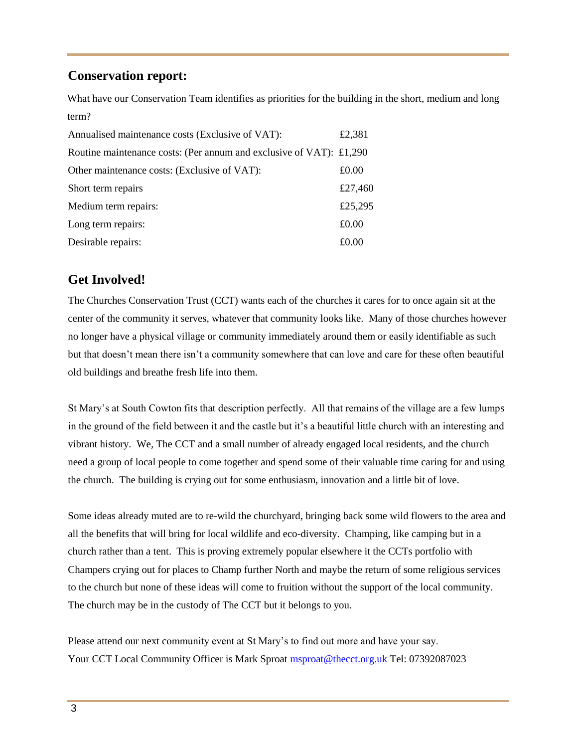## Conservation report:

What have our Conservation Team identifies as priorities for the building in the short, medium and long term?

| | |
|---|---|
| Annualised maintenance costs (Exclusive of VAT): | £2,381 |
| Routine maintenance costs: (Per annum and exclusive of VAT): | £1,290 |
| Other maintenance costs: (Exclusive of VAT): | £0.00 |
| Short term repairs | £27,460 |
| Medium term repairs: | £25,295 |
| Long term repairs: | £0.00 |
| Desirable repairs: | £0.00 |

## Get Involved!

The Churches Conservation Trust (CCT) wants each of the churches it cares for to once again sit at the center of the community it serves, whatever that community looks like. Many of those churches however no longer have a physical village or community immediately around them or easily identifiable as such but that doesn't mean there isn't a community somewhere that can love and care for these often beautiful old buildings and breathe fresh life into them.

St Mary's at South Cowton fits that description perfectly. All that remains of the village are a few lumps in the ground of the field between it and the castle but it's a beautiful little church with an interesting and vibrant history. We, The CCT and a small number of already engaged local residents, and the church need a group of local people to come together and spend some of their valuable time caring for and using the church. The building is crying out for some enthusiasm, innovation and a little bit of love.

Some ideas already muted are to re-wild the churchyard, bringing back some wild flowers to the area and all the benefits that will bring for local wildlife and eco-diversity. Champing, like camping but in a church rather than a tent. This is proving extremely popular elsewhere it the CCTs portfolio with Champers crying out for places to Champ further North and maybe the return of some religious services to the church but none of these ideas will come to fruition without the support of the local community. The church may be in the custody of The CCT but it belongs to you.

Please attend our next community event at St Mary's to find out more and have your say.
Your CCT Local Community Officer is Mark Sproat msproat@thecct.org.uk Tel: 07392087023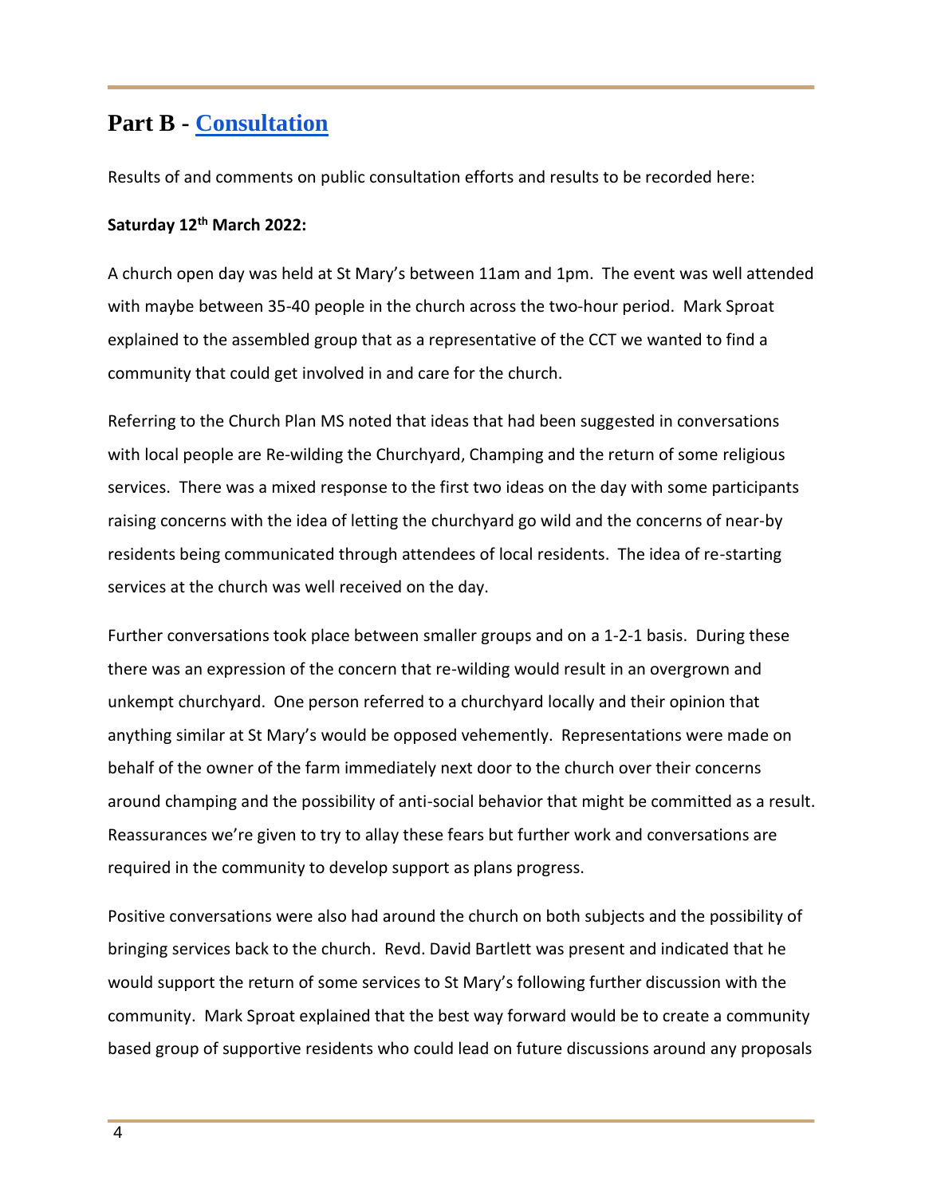## Part B - Consultation

Results of and comments on public consultation efforts and results to be recorded here:

**Saturday 12th March 2022:**

A church open day was held at St Mary's between 11am and 1pm. The event was well attended with maybe between 35-40 people in the church across the two-hour period. Mark Sproat explained to the assembled group that as a representative of the CCT we wanted to find a community that could get involved in and care for the church.

Referring to the Church Plan MS noted that ideas that had been suggested in conversations with local people are Re-wilding the Churchyard, Champing and the return of some religious services. There was a mixed response to the first two ideas on the day with some participants raising concerns with the idea of letting the churchyard go wild and the concerns of near-by residents being communicated through attendees of local residents. The idea of re-starting services at the church was well received on the day.

Further conversations took place between smaller groups and on a 1-2-1 basis. During these there was an expression of the concern that re-wilding would result in an overgrown and unkempt churchyard. One person referred to a churchyard locally and their opinion that anything similar at St Mary's would be opposed vehemently. Representations were made on behalf of the owner of the farm immediately next door to the church over their concerns around champing and the possibility of anti-social behavior that might be committed as a result. Reassurances we're given to try to allay these fears but further work and conversations are required in the community to develop support as plans progress.

Positive conversations were also had around the church on both subjects and the possibility of bringing services back to the church. Revd. David Bartlett was present and indicated that he would support the return of some services to St Mary's following further discussion with the community. Mark Sproat explained that the best way forward would be to create a community based group of supportive residents who could lead on future discussions around any proposals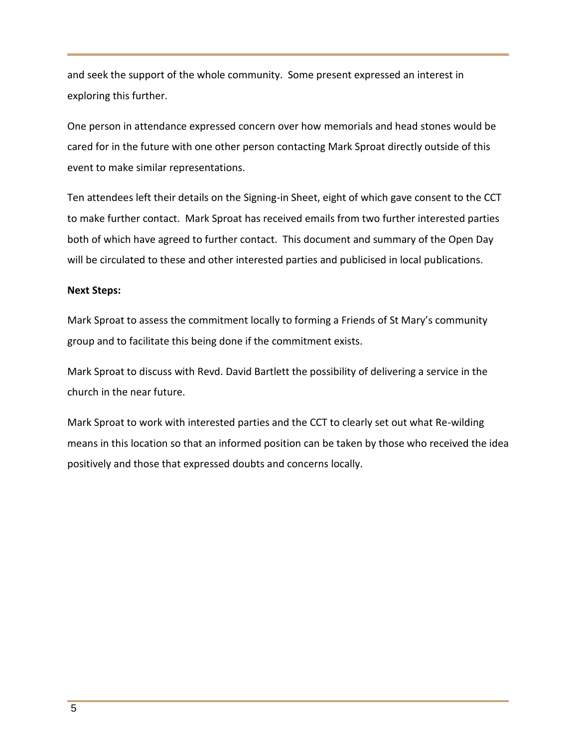and seek the support of the whole community. Some present expressed an interest in exploring this further.

One person in attendance expressed concern over how memorials and head stones would be cared for in the future with one other person contacting Mark Sproat directly outside of this event to make similar representations.

Ten attendees left their details on the Signing-in Sheet, eight of which gave consent to the CCT to make further contact. Mark Sproat has received emails from two further interested parties both of which have agreed to further contact. This document and summary of the Open Day will be circulated to these and other interested parties and publicised in local publications.

**Next Steps:**

Mark Sproat to assess the commitment locally to forming a Friends of St Mary's community group and to facilitate this being done if the commitment exists.

Mark Sproat to discuss with Revd. David Bartlett the possibility of delivering a service in the church in the near future.

Mark Sproat to work with interested parties and the CCT to clearly set out what Re-wilding means in this location so that an informed position can be taken by those who received the idea positively and those that expressed doubts and concerns locally.